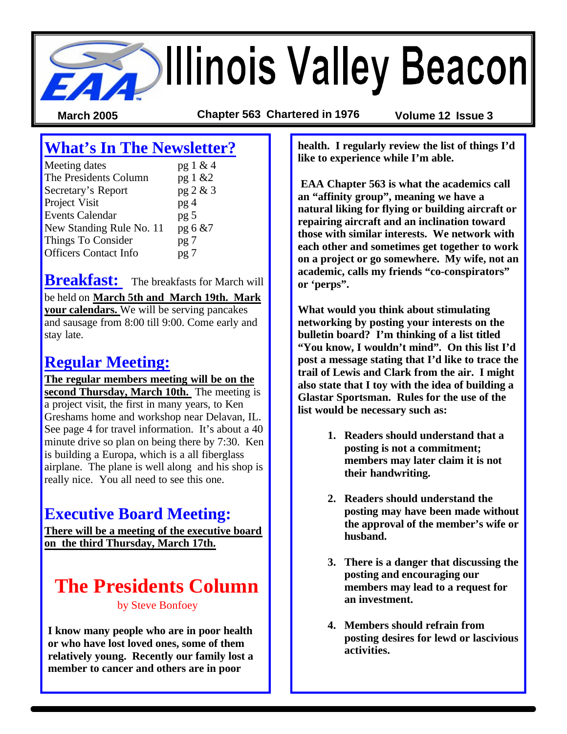# Illinois Valley Beacon

**March 2005** | **Chapter 563 Chartered in 1976** | **Volume 12 Issue 3**

## What's In The Newsletter?

| | |
|---|---|
| Meeting dates | pg 1 & 4 |
| The Presidents Column | pg 1 &2 |
| Secretary's Report | pg 2 & 3 |
| Project Visit | pg 4 |
| Events Calendar | pg 5 |
| New Standing Rule No. 11 | pg 6 &7 |
| Things To Consider | pg 7 |
| Officers Contact Info | pg 7 |

## Breakfast:

The breakfasts for March will be held on **March 5th and March 19th. Mark your calendars.** We will be serving pancakes and sausage from 8:00 till 9:00. Come early and stay late.

## Regular Meeting:

**The regular members meeting will be on the second Thursday, March 10th.** The meeting is a project visit, the first in many years, to Ken Greshams home and workshop near Delavan, IL. See page 4 for travel information. It's about a 40 minute drive so plan on being there by 7:30. Ken is building a Europa, which is a all fiberglass airplane. The plane is well along and his shop is really nice. You all need to see this one.

## Executive Board Meeting:

**There will be a meeting of the executive board on the third Thursday, March 17th.**

# The Presidents Column

by Steve Bonfoey

**I know many people who are in poor health or who have lost loved ones, some of them relatively young. Recently our family lost a member to cancer and others are in poor health. I regularly review the list of things I'd like to experience while I'm able.**

**EAA Chapter 563 is what the academics call an "affinity group", meaning we have a natural liking for flying or building aircraft or repairing aircraft and an inclination toward those with similar interests. We network with each other and sometimes get together to work on a project or go somewhere. My wife, not an academic, calls my friends "co-conspirators" or 'perps".**

**What would you think about stimulating networking by posting your interests on the bulletin board? I'm thinking of a list titled "You know, I wouldn't mind". On this list I'd post a message stating that I'd like to trace the trail of Lewis and Clark from the air. I might also state that I toy with the idea of building a Glastar Sportsman. Rules for the use of the list would be necessary such as:**

1. **Readers should understand that a posting is not a commitment; members may later claim it is not their handwriting.**
2. **Readers should understand the posting may have been made without the approval of the member's wife or husband.**
3. **There is a danger that discussing the posting and encouraging our members may lead to a request for an investment.**
4. **Members should refrain from posting desires for lewd or lascivious activities.**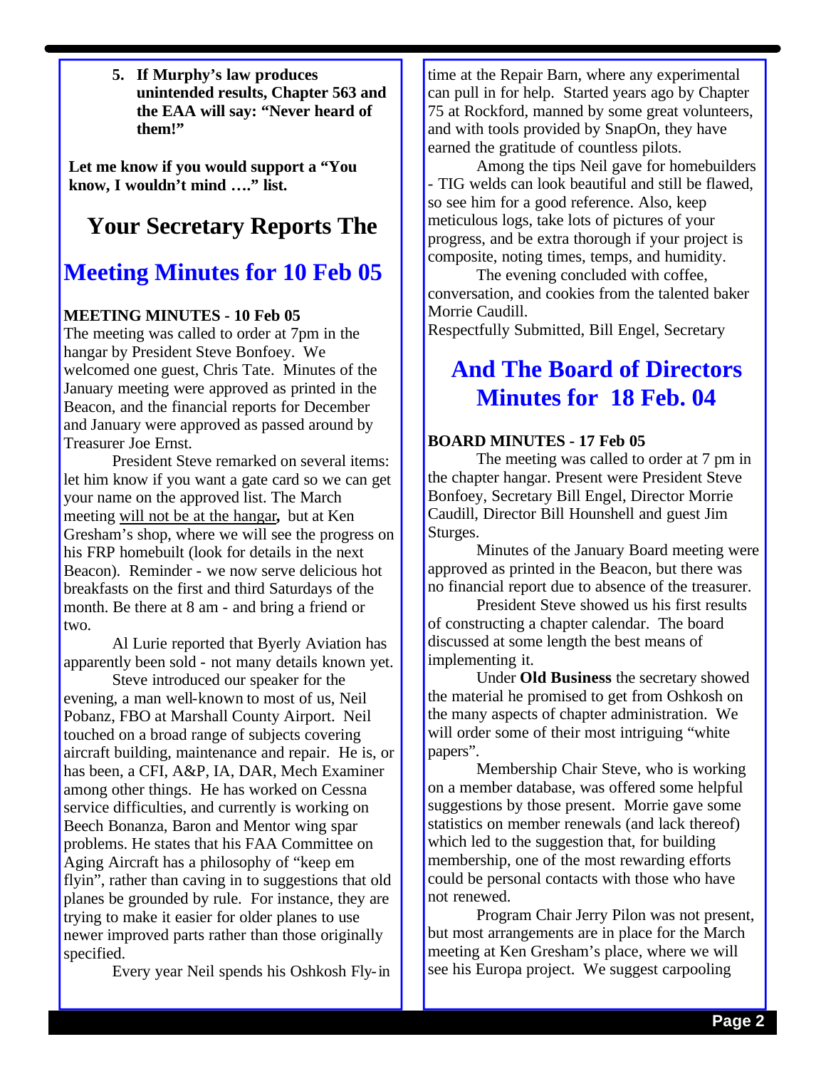5. **If Murphy's law produces unintended results, Chapter 563 and the EAA will say: "Never heard of them!"**

**Let me know if you would support a "You know, I wouldn't mind …." list.**

# Your Secretary Reports The

# Meeting Minutes for 10 Feb 05

**MEETING MINUTES - 10 Feb 05**

The meeting was called to order at 7pm in the hangar by President Steve Bonfoey. We welcomed one guest, Chris Tate. Minutes of the January meeting were approved as printed in the Beacon, and the financial reports for December and January were approved as passed around by Treasurer Joe Ernst.

President Steve remarked on several items: let him know if you want a gate card so we can get your name on the approved list. The March meeting will not be at the hangar, but at Ken Gresham's shop, where we will see the progress on his FRP homebuilt (look for details in the next Beacon). Reminder - we now serve delicious hot breakfasts on the first and third Saturdays of the month. Be there at 8 am - and bring a friend or two.

Al Lurie reported that Byerly Aviation has apparently been sold - not many details known yet.

Steve introduced our speaker for the evening, a man well-known to most of us, Neil Pobanz, FBO at Marshall County Airport. Neil touched on a broad range of subjects covering aircraft building, maintenance and repair. He is, or has been, a CFI, A&P, IA, DAR, Mech Examiner among other things. He has worked on Cessna service difficulties, and currently is working on Beech Bonanza, Baron and Mentor wing spar problems. He states that his FAA Committee on Aging Aircraft has a philosophy of "keep em flyin", rather than caving in to suggestions that old planes be grounded by rule. For instance, they are trying to make it easier for older planes to use newer improved parts rather than those originally specified.

Every year Neil spends his Oshkosh Fly-in time at the Repair Barn, where any experimental can pull in for help. Started years ago by Chapter 75 at Rockford, manned by some great volunteers, and with tools provided by SnapOn, they have earned the gratitude of countless pilots.

Among the tips Neil gave for homebuilders - TIG welds can look beautiful and still be flawed, so see him for a good reference. Also, keep meticulous logs, take lots of pictures of your progress, and be extra thorough if your project is composite, noting times, temps, and humidity.

The evening concluded with coffee, conversation, and cookies from the talented baker Morrie Caudill.

Respectfully Submitted, Bill Engel, Secretary

# And The Board of Directors Minutes for 18 Feb. 04

**BOARD MINUTES - 17 Feb 05**

The meeting was called to order at 7 pm in the chapter hangar. Present were President Steve Bonfoey, Secretary Bill Engel, Director Morrie Caudill, Director Bill Hounshell and guest Jim Sturges.

Minutes of the January Board meeting were approved as printed in the Beacon, but there was no financial report due to absence of the treasurer.

President Steve showed us his first results of constructing a chapter calendar. The board discussed at some length the best means of implementing it.

Under **Old Business** the secretary showed the material he promised to get from Oshkosh on the many aspects of chapter administration. We will order some of their most intriguing "white papers".

Membership Chair Steve, who is working on a member database, was offered some helpful suggestions by those present. Morrie gave some statistics on member renewals (and lack thereof) which led to the suggestion that, for building membership, one of the most rewarding efforts could be personal contacts with those who have not renewed.

Program Chair Jerry Pilon was not present, but most arrangements are in place for the March meeting at Ken Gresham's place, where we will see his Europa project. We suggest carpooling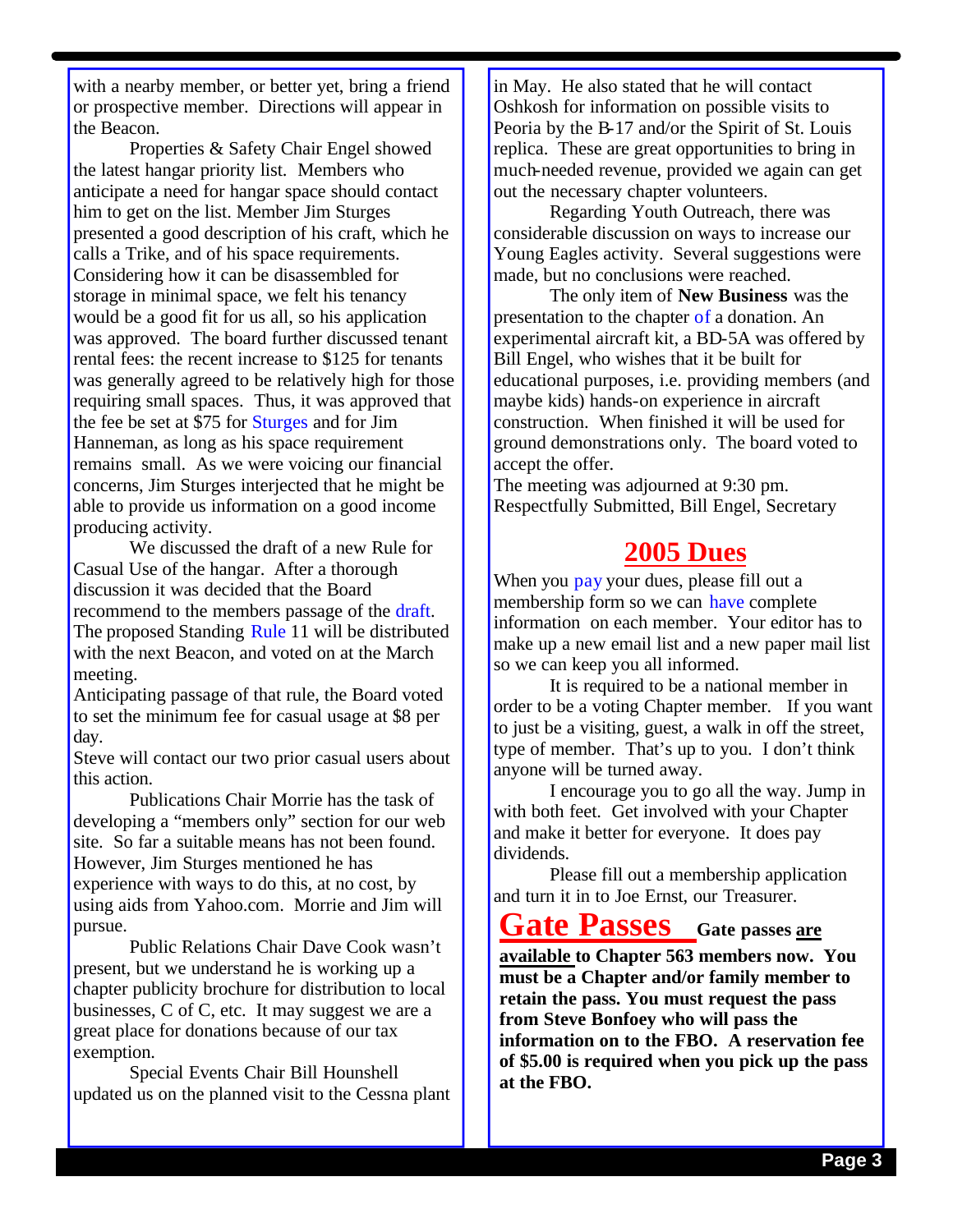with a nearby member, or better yet, bring a friend or prospective member. Directions will appear in the Beacon.

Properties & Safety Chair Engel showed the latest hangar priority list. Members who anticipate a need for hangar space should contact him to get on the list. Member Jim Sturges presented a good description of his craft, which he calls a Trike, and of his space requirements. Considering how it can be disassembled for storage in minimal space, we felt his tenancy would be a good fit for us all, so his application was approved. The board further discussed tenant rental fees: the recent increase to $125 for tenants was generally agreed to be relatively high for those requiring small spaces. Thus, it was approved that the fee be set at $75 for Sturges and for Jim Hanneman, as long as his space requirement remains small. As we were voicing our financial concerns, Jim Sturges interjected that he might be able to provide us information on a good income producing activity.

We discussed the draft of a new Rule for Casual Use of the hangar. After a thorough discussion it was decided that the Board recommend to the members passage of the draft. The proposed Standing Rule 11 will be distributed with the next Beacon, and voted on at the March meeting.

Anticipating passage of that rule, the Board voted to set the minimum fee for casual usage at $8 per day.

Steve will contact our two prior casual users about this action.

Publications Chair Morrie has the task of developing a "members only" section for our web site. So far a suitable means has not been found. However, Jim Sturges mentioned he has experience with ways to do this, at no cost, by using aids from Yahoo.com. Morrie and Jim will pursue.

Public Relations Chair Dave Cook wasn't present, but we understand he is working up a chapter publicity brochure for distribution to local businesses, C of C, etc. It may suggest we are a great place for donations because of our tax exemption.

Special Events Chair Bill Hounshell updated us on the planned visit to the Cessna plant in May. He also stated that he will contact Oshkosh for information on possible visits to Peoria by the B-17 and/or the Spirit of St. Louis replica. These are great opportunities to bring in much-needed revenue, provided we again can get out the necessary chapter volunteers.

Regarding Youth Outreach, there was considerable discussion on ways to increase our Young Eagles activity. Several suggestions were made, but no conclusions were reached.

The only item of **New Business** was the presentation to the chapter of a donation. An experimental aircraft kit, a BD-5A was offered by Bill Engel, who wishes that it be built for educational purposes, i.e. providing members (and maybe kids) hands-on experience in aircraft construction. When finished it will be used for ground demonstrations only. The board voted to accept the offer.

The meeting was adjourned at 9:30 pm.

Respectfully Submitted, Bill Engel, Secretary

## 2005 Dues

When you pay your dues, please fill out a membership form so we can have complete information on each member. Your editor has to make up a new email list and a new paper mail list so we can keep you all informed.

It is required to be a national member in order to be a voting Chapter member. If you want to just be a visiting, guest, a walk in off the street, type of member. That's up to you. I don't think anyone will be turned away.

I encourage you to go all the way. Jump in with both feet. Get involved with your Chapter and make it better for everyone. It does pay dividends.

Please fill out a membership application and turn it in to Joe Ernst, our Treasurer.

## Gate Passes

**Gate passes are available to Chapter 563 members now. You must be a Chapter and/or family member to retain the pass. You must request the pass from Steve Bonfoey who will pass the information on to the FBO. A reservation fee of $5.00 is required when you pick up the pass at the FBO.**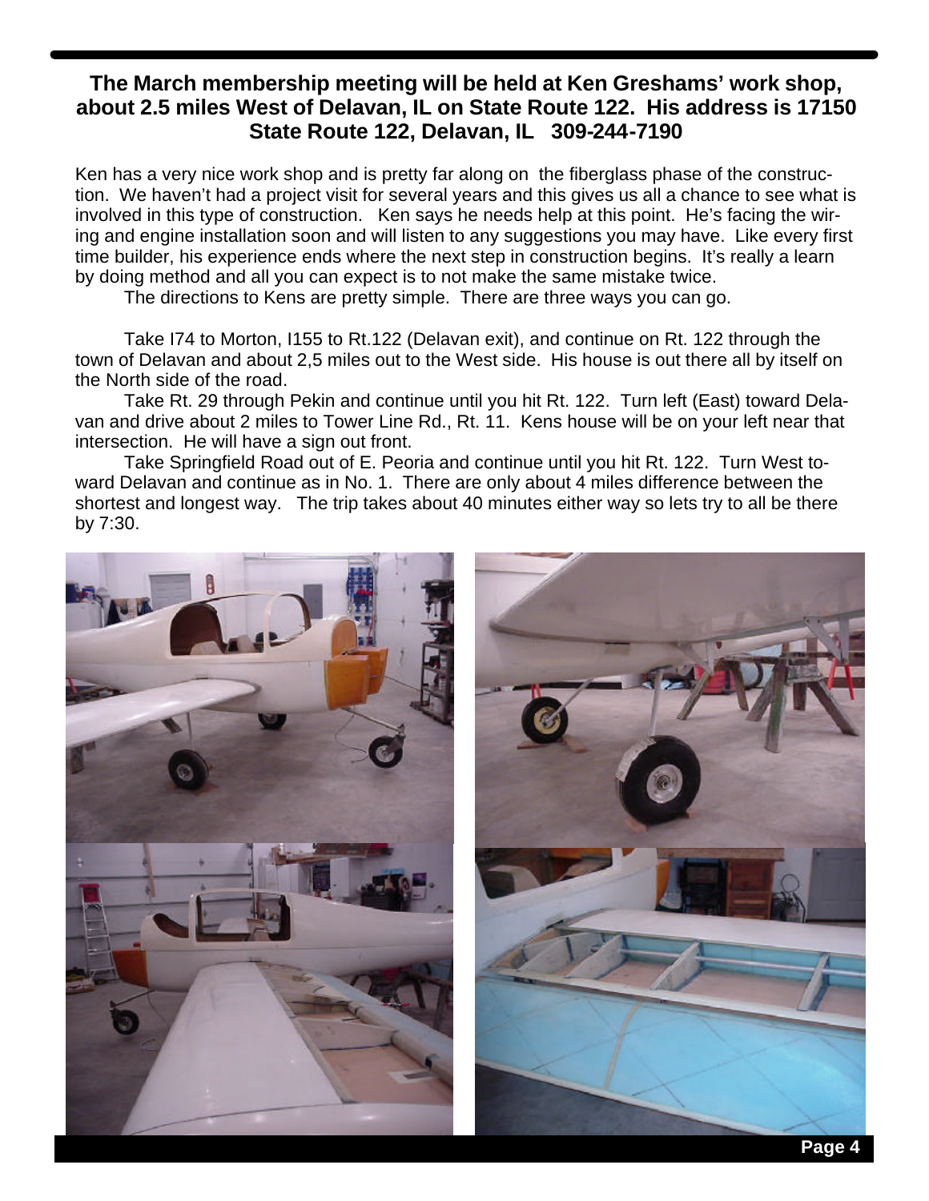**The March membership meeting will be held at Ken Greshams' work shop, about 2.5 miles West of Delavan, IL on State Route 122. His address is 17150 State Route 122, Delavan, IL 309-244-7190**

Ken has a very nice work shop and is pretty far along on the fiberglass phase of the construction. We haven't had a project visit for several years and this gives us all a chance to see what is involved in this type of construction. Ken says he needs help at this point. He's facing the wiring and engine installation soon and will listen to any suggestions you may have. Like every first time builder, his experience ends where the next step in construction begins. It's really a learn by doing method and all you can expect is to not make the same mistake twice.

The directions to Kens are pretty simple. There are three ways you can go.

Take I74 to Morton, I155 to Rt.122 (Delavan exit), and continue on Rt. 122 through the town of Delavan and about 2,5 miles out to the West side. His house is out there all by itself on the North side of the road.

Take Rt. 29 through Pekin and continue until you hit Rt. 122. Turn left (East) toward Delavan and drive about 2 miles to Tower Line Rd., Rt. 11. Kens house will be on your left near that intersection. He will have a sign out front.

Take Springfield Road out of E. Peoria and continue until you hit Rt. 122. Turn West toward Delavan and continue as in No. 1. There are only about 4 miles difference between the shortest and longest way. The trip takes about 40 minutes either way so lets try to all be there by 7:30.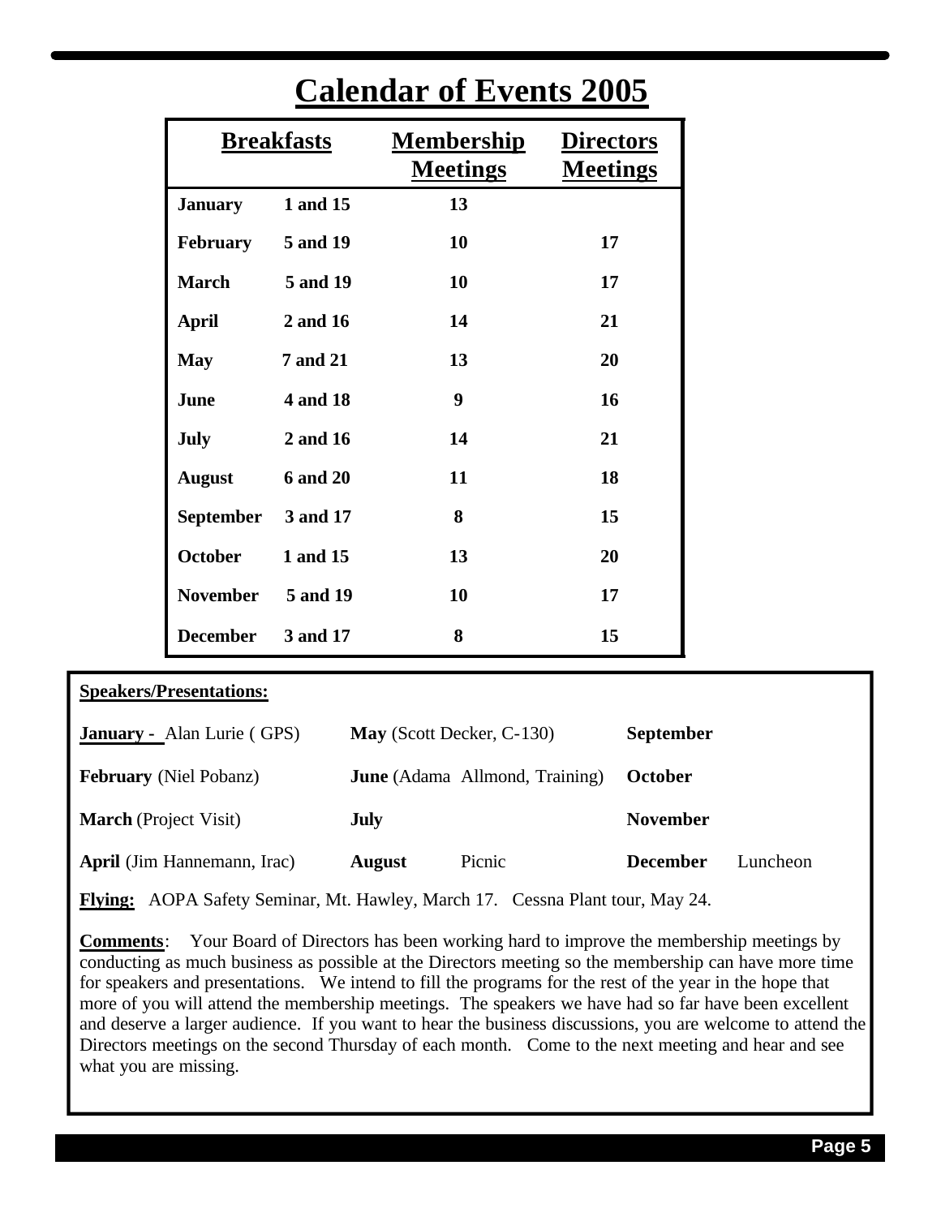# Calendar of Events 2005

| Breakfasts | | Membership Meetings | Directors Meetings |
|---|---|---|---|
| **January** | **1 and 15** | **13** | |
| **February** | **5 and 19** | **10** | **17** |
| **March** | **5 and 19** | **10** | **17** |
| **April** | **2 and 16** | **14** | **21** |
| **May** | **7 and 21** | **13** | **20** |
| **June** | **4 and 18** | **9** | **16** |
| **July** | **2 and 16** | **14** | **21** |
| **August** | **6 and 20** | **11** | **18** |
| **September** | **3 and 17** | **8** | **15** |
| **October** | **1 and 15** | **13** | **20** |
| **November** | **5 and 19** | **10** | **17** |
| **December** | **3 and 17** | **8** | **15** |

**Speakers/Presentations:**

| | | |
|---|---|---|
| **January -** Alan Lurie ( GPS) | **May** (Scott Decker, C-130) | **September** |
| **February** (Niel Pobanz) | **June** (Adama Allmond, Training) | **October** |
| **March** (Project Visit) | **July** | **November** |
| **April** (Jim Hannemann, Irac) | **August** Picnic | **December** Luncheon |

**Flying:** AOPA Safety Seminar, Mt. Hawley, March 17. Cessna Plant tour, May 24.

**Comments**: Your Board of Directors has been working hard to improve the membership meetings by conducting as much business as possible at the Directors meeting so the membership can have more time for speakers and presentations. We intend to fill the programs for the rest of the year in the hope that more of you will attend the membership meetings. The speakers we have had so far have been excellent and deserve a larger audience. If you want to hear the business discussions, you are welcome to attend the Directors meetings on the second Thursday of each month. Come to the next meeting and hear and see what you are missing.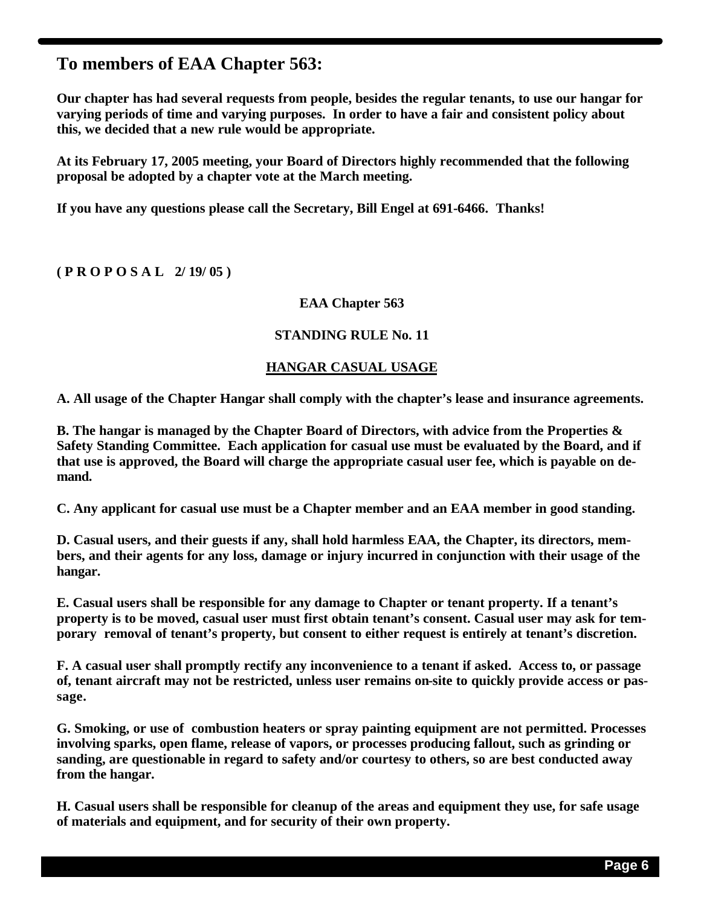# To members of EAA Chapter 563:

**Our chapter has had several requests from people, besides the regular tenants, to use our hangar for varying periods of time and varying purposes. In order to have a fair and consistent policy about this, we decided that a new rule would be appropriate.**

**At its February 17, 2005 meeting, your Board of Directors highly recommended that the following proposal be adopted by a chapter vote at the March meeting.**

**If you have any questions please call the Secretary, Bill Engel at 691-6466. Thanks!**

**( P R O P O S A L 2/ 19/ 05 )**

**EAA Chapter 563**

**STANDING RULE No. 11**

**<u>HANGAR CASUAL USAGE</u>**

**A. All usage of the Chapter Hangar shall comply with the chapter's lease and insurance agreements.**

**B. The hangar is managed by the Chapter Board of Directors, with advice from the Properties & Safety Standing Committee. Each application for casual use must be evaluated by the Board, and if that use is approved, the Board will charge the appropriate casual user fee, which is payable on demand.**

**C. Any applicant for casual use must be a Chapter member and an EAA member in good standing.**

**D. Casual users, and their guests if any, shall hold harmless EAA, the Chapter, its directors, members, and their agents for any loss, damage or injury incurred in conjunction with their usage of the hangar.**

**E. Casual users shall be responsible for any damage to Chapter or tenant property. If a tenant's property is to be moved, casual user must first obtain tenant's consent. Casual user may ask for temporary removal of tenant's property, but consent to either request is entirely at tenant's discretion.**

**F. A casual user shall promptly rectify any inconvenience to a tenant if asked. Access to, or passage of, tenant aircraft may not be restricted, unless user remains on-site to quickly provide access or passage.**

**G. Smoking, or use of combustion heaters or spray painting equipment are not permitted. Processes involving sparks, open flame, release of vapors, or processes producing fallout, such as grinding or sanding, are questionable in regard to safety and/or courtesy to others, so are best conducted away from the hangar.**

**H. Casual users shall be responsible for cleanup of the areas and equipment they use, for safe usage of materials and equipment, and for security of their own property.**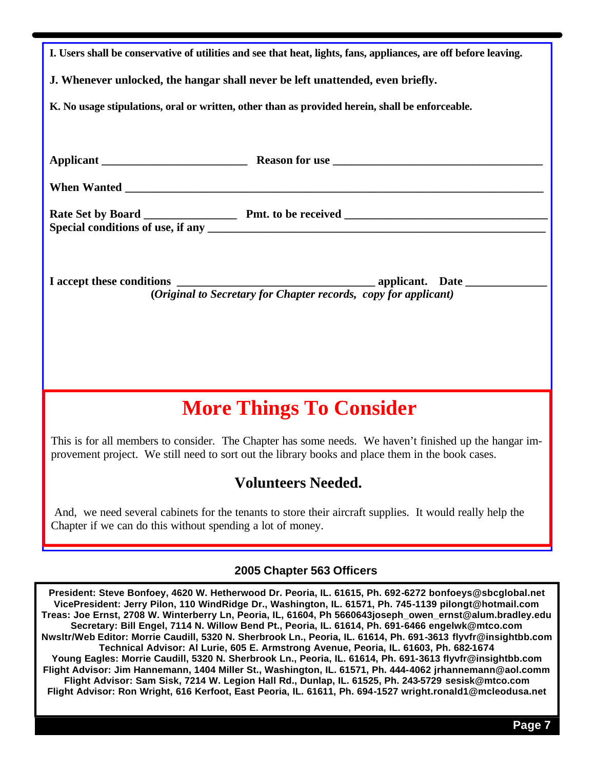**I. Users shall be conservative of utilities and see that heat, lights, fans, appliances, are off before leaving.**

**J. Whenever unlocked, the hangar shall never be left unattended, even briefly.**

**K. No usage stipulations, oral or written, other than as provided herein, shall be enforceable.**

**Applicant _________________________ Reason for use ____________________________________**

**When Wanted ________________________________________________________________________**

**Rate Set by Board ________________ Pmt. to be received ___________________________________**
**Special conditions of use, if any ___________________________________________________________**

**I accept these conditions __________________________________ applicant. Date ______________**
**(*Original to Secretary for Chapter records, copy for applicant)***

# More Things To Consider

This is for all members to consider. The Chapter has some needs. We haven't finished up the hangar improvement project. We still need to sort out the library books and place them in the book cases.

## Volunteers Needed.

And, we need several cabinets for the tenants to store their aircraft supplies. It would really help the Chapter if we can do this without spending a lot of money.

### 2005 Chapter 563 Officers

**President: Steve Bonfoey, 4620 W. Hetherwood Dr. Peoria, IL. 61615, Ph. 692-6272 bonfoeys@sbcglobal.net**
**VicePresident: Jerry Pilon, 110 WindRidge Dr., Washington, IL. 61571, Ph. 745-1139 pilongt@hotmail.com**
**Treas: Joe Ernst, 2708 W. Winterberry Ln, Peoria, IL, 61604, Ph 5660643joseph_owen_ernst@alum.bradley.edu**
**Secretary: Bill Engel, 7114 N. Willow Bend Pt., Peoria, IL. 61614, Ph. 691-6466 engelwk@mtco.com**
**Nwsltr/Web Editor: Morrie Caudill, 5320 N. Sherbrook Ln., Peoria, IL. 61614, Ph. 691-3613 flyvfr@insightbb.com**
**Technical Advisor: Al Lurie, 605 E. Armstrong Avenue, Peoria, IL. 61603, Ph. 682-1674**
**Young Eagles: Morrie Caudill, 5320 N. Sherbrook Ln., Peoria, IL. 61614, Ph. 691-3613 flyvfr@insightbb.com**
**Flight Advisor: Jim Hannemann, 1404 Miller St., Washington, IL. 61571, Ph. 444-4062 jrhannemann@aol.comm**
**Flight Advisor: Sam Sisk, 7214 W. Legion Hall Rd., Dunlap, IL. 61525, Ph. 243-5729 sesisk@mtco.com**
**Flight Advisor: Ron Wright, 616 Kerfoot, East Peoria, IL. 61611, Ph. 694-1527 wright.ronald1@mcleodusa.net**